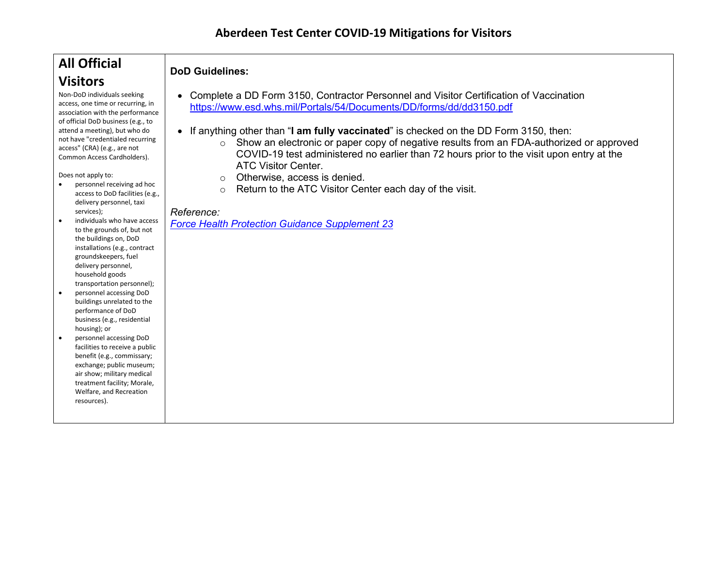# Aberdeen Test Center COVID-19 Mitigations for Visitors

| **All Official Visitors** | **DoD Guidelines:** |
|---|---|
| Non-DoD individuals seeking access, one time or recurring, in association with the performance of official DoD business (e.g., to attend a meeting), but who do not have "credentialed recurring access" (CRA) (e.g., are not Common Access Cardholders).<br><br>Does not apply to:<br>• personnel receiving ad hoc access to DoD facilities (e.g., delivery personnel, taxi services);<br>• individuals who have access to the grounds of, but not the buildings on, DoD installations (e.g., contract groundskeepers, fuel delivery personnel, household goods transportation personnel);<br>• personnel accessing DoD buildings unrelated to the performance of DoD business (e.g., residential housing); or<br>• personnel accessing DoD facilities to receive a public benefit (e.g., commissary; exchange; public museum; air show; military medical treatment facility; Morale, Welfare, and Recreation resources). | • Complete a DD Form 3150, Contractor Personnel and Visitor Certification of Vaccination https://www.esd.whs.mil/Portals/54/Documents/DD/forms/dd/dd3150.pdf<br><br>• If anything other than "**I am fully vaccinated**" is checked on the DD Form 3150, then:<br>&nbsp;&nbsp;&nbsp;&nbsp;○ Show an electronic or paper copy of negative results from an FDA-authorized or approved COVID-19 test administered no earlier than 72 hours prior to the visit upon entry at the ATC Visitor Center.<br>&nbsp;&nbsp;&nbsp;&nbsp;○ Otherwise, access is denied.<br>&nbsp;&nbsp;&nbsp;&nbsp;○ Return to the ATC Visitor Center each day of the visit.<br><br>*Reference:*<br>*Force Health Protection Guidance Supplement 23* |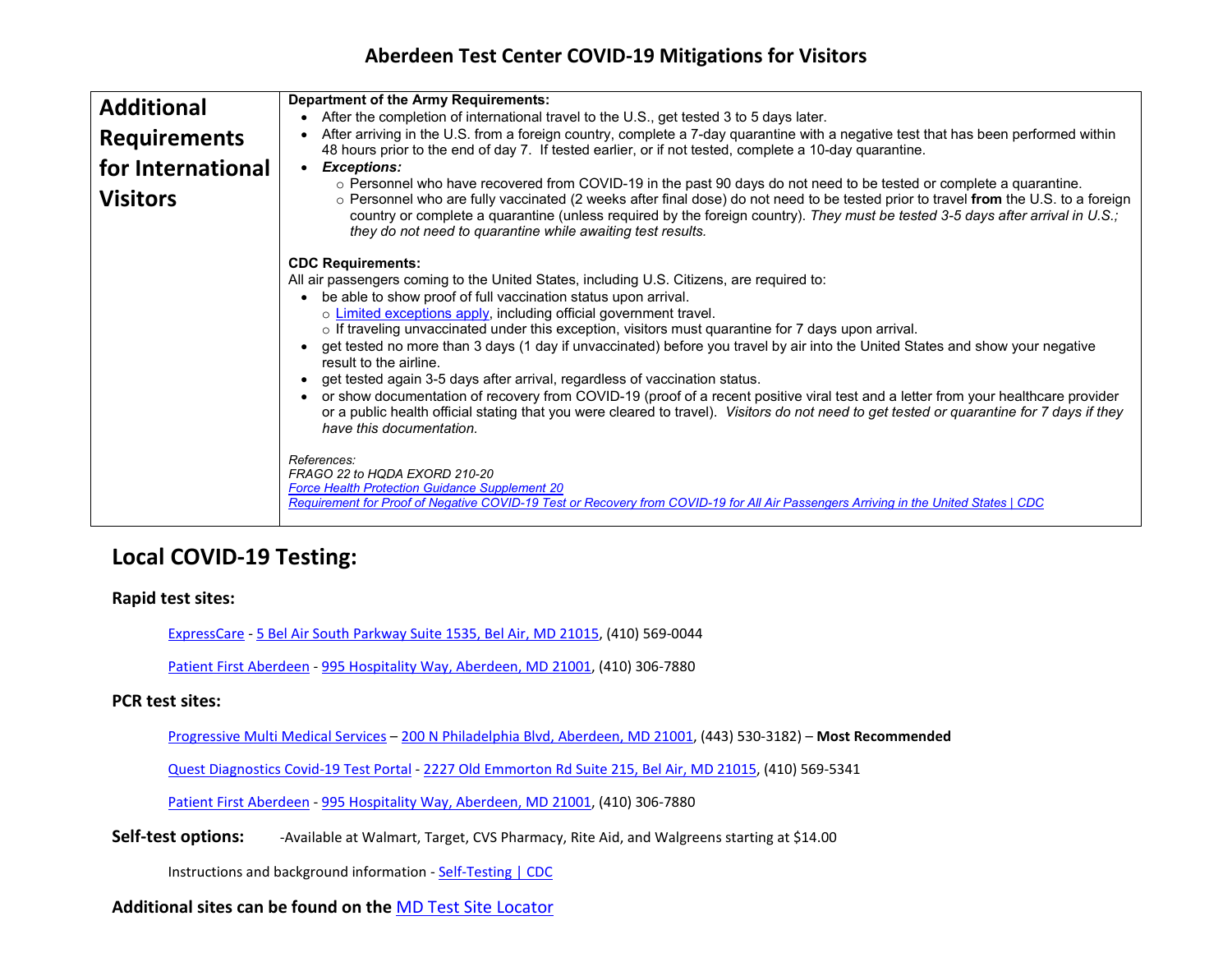# Aberdeen Test Center COVID-19 Mitigations for Visitors

| | |
|---|---|
| **Additional Requirements for International Visitors** | **Department of the Army Requirements:**<br>• After the completion of international travel to the U.S., get tested 3 to 5 days later.<br>• After arriving in the U.S. from a foreign country, complete a 7-day quarantine with a negative test that has been performed within 48 hours prior to the end of day 7. If tested earlier, or if not tested, complete a 10-day quarantine.<br>• ***Exceptions:***<br>  ○ Personnel who have recovered from COVID-19 in the past 90 days do not need to be tested or complete a quarantine.<br>  ○ Personnel who are fully vaccinated (2 weeks after final dose) do not need to be tested prior to travel **from** the U.S. to a foreign country or complete a quarantine (unless required by the foreign country). *They must be tested 3-5 days after arrival in U.S.; they do not need to quarantine while awaiting test results.*<br><br>**CDC Requirements:**<br>All air passengers coming to the United States, including U.S. Citizens, are required to:<br>• be able to show proof of full vaccination status upon arrival.<br>  ○ Limited exceptions apply, including official government travel.<br>  ○ If traveling unvaccinated under this exception, visitors must quarantine for 7 days upon arrival.<br>• get tested no more than 3 days (1 day if unvaccinated) before you travel by air into the United States and show your negative result to the airline.<br>• get tested again 3-5 days after arrival, regardless of vaccination status.<br>• or show documentation of recovery from COVID-19 (proof of a recent positive viral test and a letter from your healthcare provider or a public health official stating that you were cleared to travel). *Visitors do not need to get tested or quarantine for 7 days if they have this documentation.*<br><br>*References:*<br>*FRAGO 22 to HQDA EXORD 210-20*<br>*Force Health Protection Guidance Supplement 20*<br>*Requirement for Proof of Negative COVID-19 Test or Recovery from COVID-19 for All Air Passengers Arriving in the United States \| CDC* |

## Local COVID-19 Testing:

### Rapid test sites:

ExpressCare - 5 Bel Air South Parkway Suite 1535, Bel Air, MD 21015, (410) 569-0044

Patient First Aberdeen - 995 Hospitality Way, Aberdeen, MD 21001, (410) 306-7880

### PCR test sites:

Progressive Multi Medical Services – 200 N Philadelphia Blvd, Aberdeen, MD 21001, (443) 530-3182) – **Most Recommended**

Quest Diagnostics Covid-19 Test Portal - 2227 Old Emmorton Rd Suite 215, Bel Air, MD 21015, (410) 569-5341

Patient First Aberdeen - 995 Hospitality Way, Aberdeen, MD 21001, (410) 306-7880

**Self-test options:** -Available at Walmart, Target, CVS Pharmacy, Rite Aid, and Walgreens starting at $14.00

Instructions and background information - Self-Testing | CDC

**Additional sites can be found on the** MD Test Site Locator